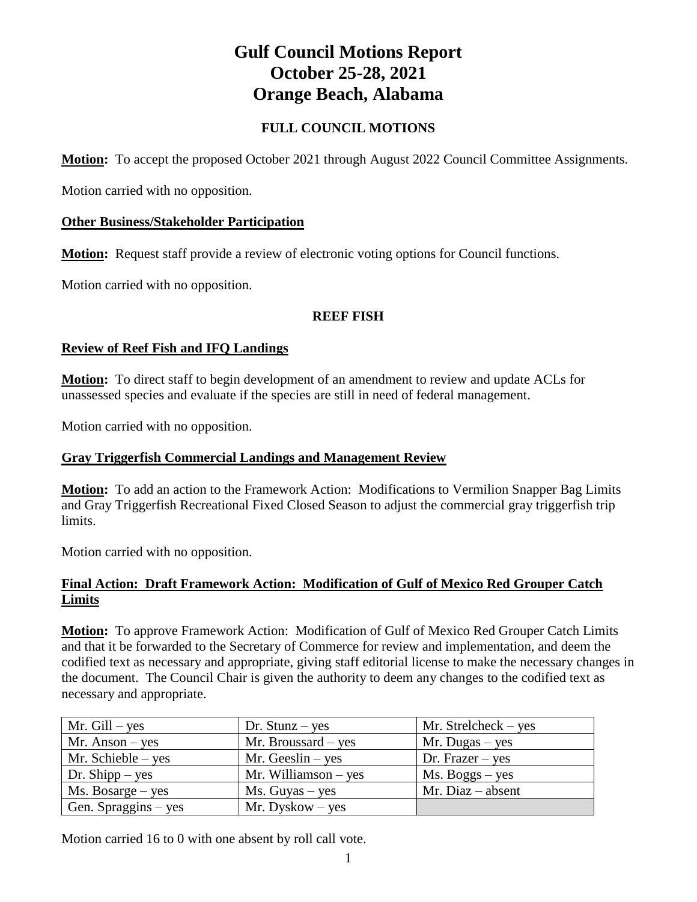# Gulf Council Motions Report
# October 25-28, 2021
# Orange Beach, Alabama

## FULL COUNCIL MOTIONS

**Motion:** To accept the proposed October 2021 through August 2022 Council Committee Assignments.

Motion carried with no opposition.

### Other Business/Stakeholder Participation

**Motion:** Request staff provide a review of electronic voting options for Council functions.

Motion carried with no opposition.

## REEF FISH

### Review of Reef Fish and IFQ Landings

**Motion:** To direct staff to begin development of an amendment to review and update ACLs for unassessed species and evaluate if the species are still in need of federal management.

Motion carried with no opposition.

### Gray Triggerfish Commercial Landings and Management Review

**Motion:** To add an action to the Framework Action: Modifications to Vermilion Snapper Bag Limits and Gray Triggerfish Recreational Fixed Closed Season to adjust the commercial gray triggerfish trip limits.

Motion carried with no opposition.

### Final Action: Draft Framework Action: Modification of Gulf of Mexico Red Grouper Catch Limits

**Motion:** To approve Framework Action: Modification of Gulf of Mexico Red Grouper Catch Limits and that it be forwarded to the Secretary of Commerce for review and implementation, and deem the codified text as necessary and appropriate, giving staff editorial license to make the necessary changes in the document. The Council Chair is given the authority to deem any changes to the codified text as necessary and appropriate.

| | | |
|---|---|---|
| Mr. Gill – yes | Dr. Stunz – yes | Mr. Strelcheck – yes |
| Mr. Anson – yes | Mr. Broussard – yes | Mr. Dugas – yes |
| Mr. Schieble – yes | Mr. Geeslin – yes | Dr. Frazer – yes |
| Dr. Shipp – yes | Mr. Williamson – yes | Ms. Boggs – yes |
| Ms. Bosarge – yes | Ms. Guyas – yes | Mr. Diaz – absent |
| Gen. Spraggins – yes | Mr. Dyskow – yes | |

Motion carried 16 to 0 with one absent by roll call vote.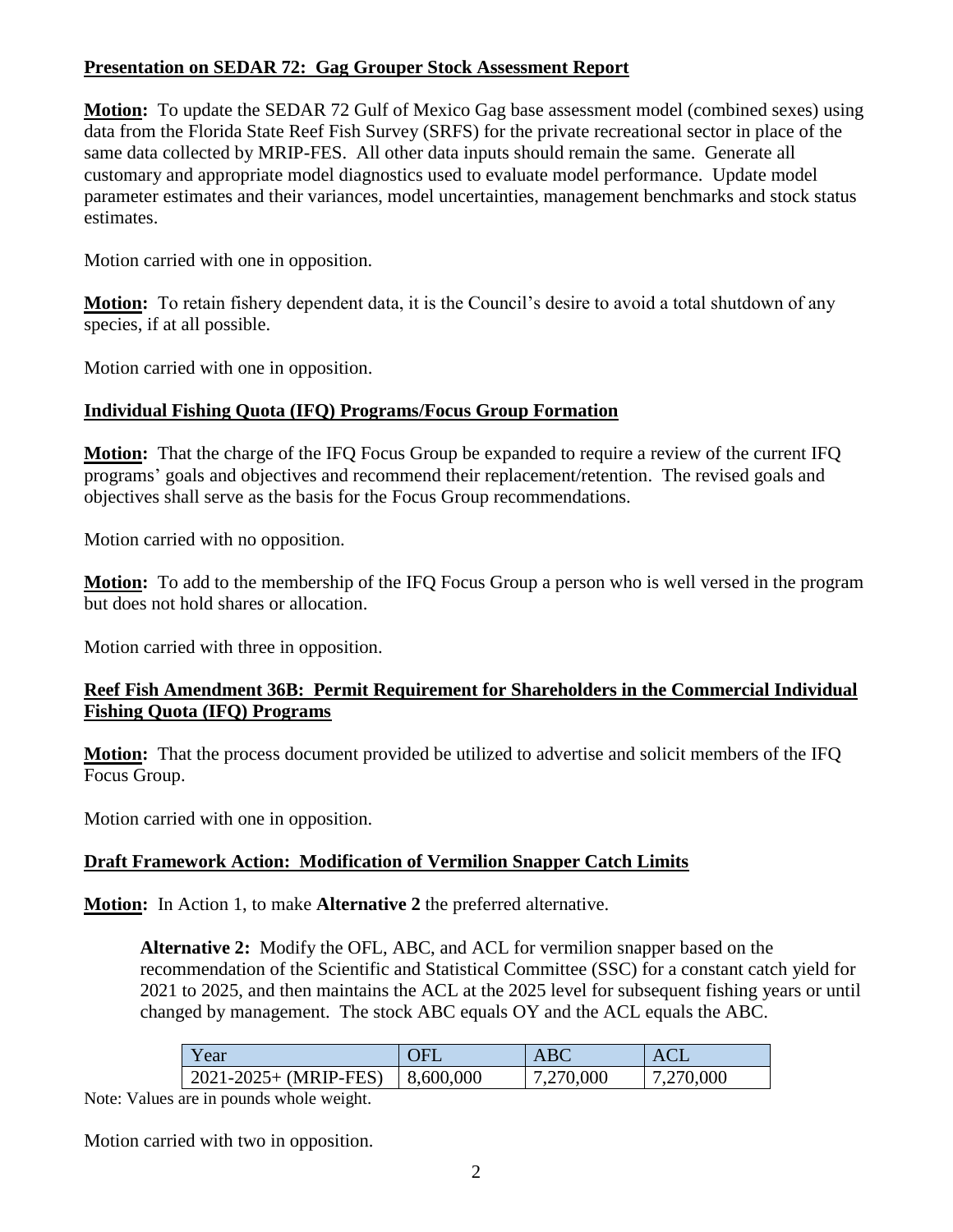**Presentation on SEDAR 72: Gag Grouper Stock Assessment Report**

**Motion:** To update the SEDAR 72 Gulf of Mexico Gag base assessment model (combined sexes) using data from the Florida State Reef Fish Survey (SRFS) for the private recreational sector in place of the same data collected by MRIP-FES. All other data inputs should remain the same. Generate all customary and appropriate model diagnostics used to evaluate model performance. Update model parameter estimates and their variances, model uncertainties, management benchmarks and stock status estimates.

Motion carried with one in opposition.

**Motion:** To retain fishery dependent data, it is the Council's desire to avoid a total shutdown of any species, if at all possible.

Motion carried with one in opposition.

**Individual Fishing Quota (IFQ) Programs/Focus Group Formation**

**Motion:** That the charge of the IFQ Focus Group be expanded to require a review of the current IFQ programs' goals and objectives and recommend their replacement/retention. The revised goals and objectives shall serve as the basis for the Focus Group recommendations.

Motion carried with no opposition.

**Motion:** To add to the membership of the IFQ Focus Group a person who is well versed in the program but does not hold shares or allocation.

Motion carried with three in opposition.

**Reef Fish Amendment 36B: Permit Requirement for Shareholders in the Commercial Individual Fishing Quota (IFQ) Programs**

**Motion:** That the process document provided be utilized to advertise and solicit members of the IFQ Focus Group.

Motion carried with one in opposition.

**Draft Framework Action: Modification of Vermilion Snapper Catch Limits**

**Motion:** In Action 1, to make **Alternative 2** the preferred alternative.

> **Alternative 2:** Modify the OFL, ABC, and ACL for vermilion snapper based on the recommendation of the Scientific and Statistical Committee (SSC) for a constant catch yield for 2021 to 2025, and then maintains the ACL at the 2025 level for subsequent fishing years or until changed by management. The stock ABC equals OY and the ACL equals the ABC.

| Year | OFL | ABC | ACL |
|---|---|---|---|
| 2021-2025+ (MRIP-FES) | 8,600,000 | 7,270,000 | 7,270,000 |

Note: Values are in pounds whole weight.

Motion carried with two in opposition.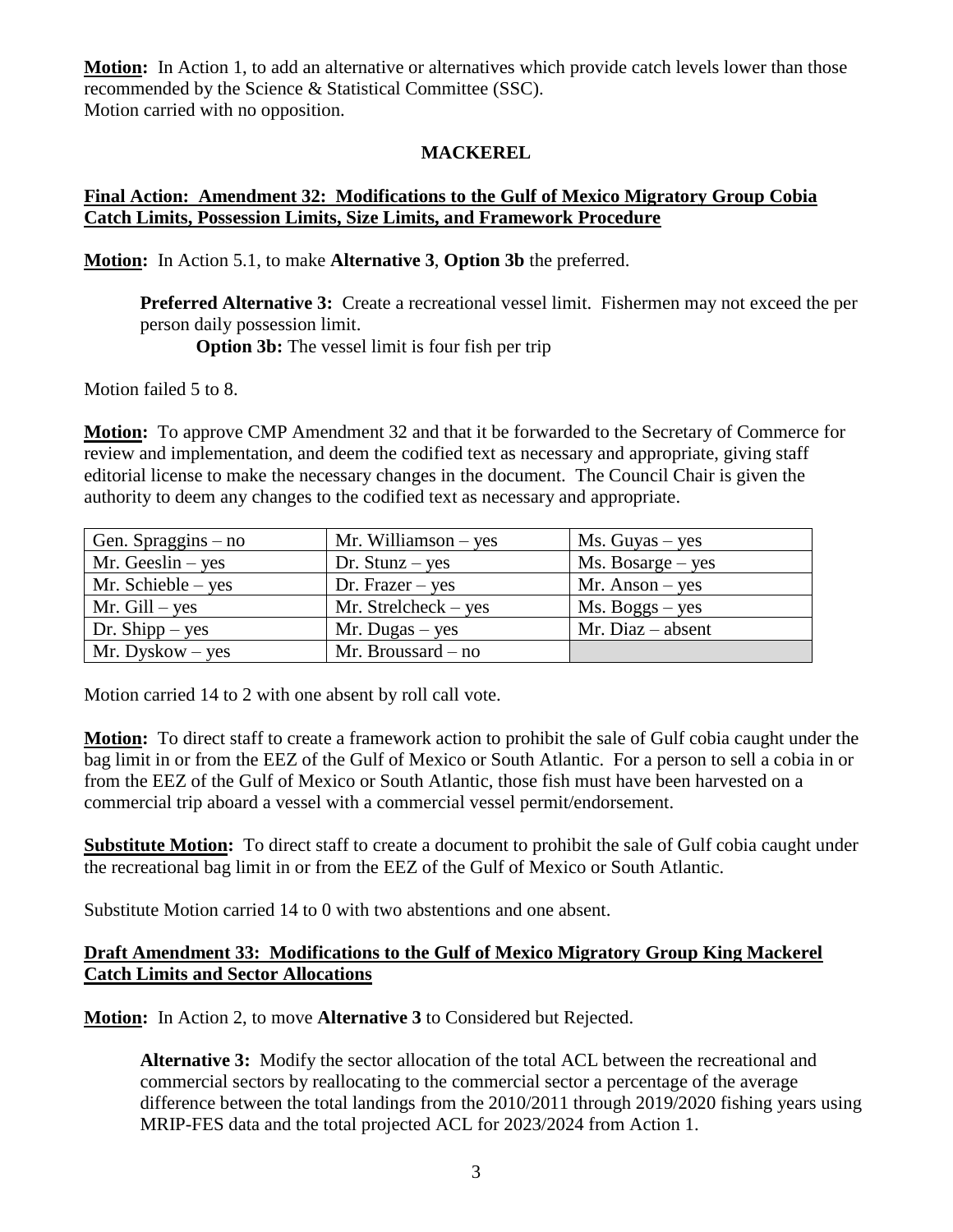**Motion:** In Action 1, to add an alternative or alternatives which provide catch levels lower than those recommended by the Science & Statistical Committee (SSC).
Motion carried with no opposition.

## MACKEREL

### Final Action: Amendment 32: Modifications to the Gulf of Mexico Migratory Group Cobia Catch Limits, Possession Limits, Size Limits, and Framework Procedure

**Motion:** In Action 5.1, to make **Alternative 3**, **Option 3b** the preferred.

> **Preferred Alternative 3:** Create a recreational vessel limit. Fishermen may not exceed the per person daily possession limit.
>
> **Option 3b:** The vessel limit is four fish per trip

Motion failed 5 to 8.

**Motion:** To approve CMP Amendment 32 and that it be forwarded to the Secretary of Commerce for review and implementation, and deem the codified text as necessary and appropriate, giving staff editorial license to make the necessary changes in the document. The Council Chair is given the authority to deem any changes to the codified text as necessary and appropriate.

| | | |
|---|---|---|
| Gen. Spraggins – no | Mr. Williamson – yes | Ms. Guyas – yes |
| Mr. Geeslin – yes | Dr. Stunz – yes | Ms. Bosarge – yes |
| Mr. Schieble – yes | Dr. Frazer – yes | Mr. Anson – yes |
| Mr. Gill – yes | Mr. Strelcheck – yes | Ms. Boggs – yes |
| Dr. Shipp – yes | Mr. Dugas – yes | Mr. Diaz – absent |
| Mr. Dyskow – yes | Mr. Broussard – no | |

Motion carried 14 to 2 with one absent by roll call vote.

**Motion:** To direct staff to create a framework action to prohibit the sale of Gulf cobia caught under the bag limit in or from the EEZ of the Gulf of Mexico or South Atlantic. For a person to sell a cobia in or from the EEZ of the Gulf of Mexico or South Atlantic, those fish must have been harvested on a commercial trip aboard a vessel with a commercial vessel permit/endorsement.

**Substitute Motion:** To direct staff to create a document to prohibit the sale of Gulf cobia caught under the recreational bag limit in or from the EEZ of the Gulf of Mexico or South Atlantic.

Substitute Motion carried 14 to 0 with two abstentions and one absent.

### Draft Amendment 33: Modifications to the Gulf of Mexico Migratory Group King Mackerel Catch Limits and Sector Allocations

**Motion:** In Action 2, to move **Alternative 3** to Considered but Rejected.

> **Alternative 3:** Modify the sector allocation of the total ACL between the recreational and commercial sectors by reallocating to the commercial sector a percentage of the average difference between the total landings from the 2010/2011 through 2019/2020 fishing years using MRIP-FES data and the total projected ACL for 2023/2024 from Action 1.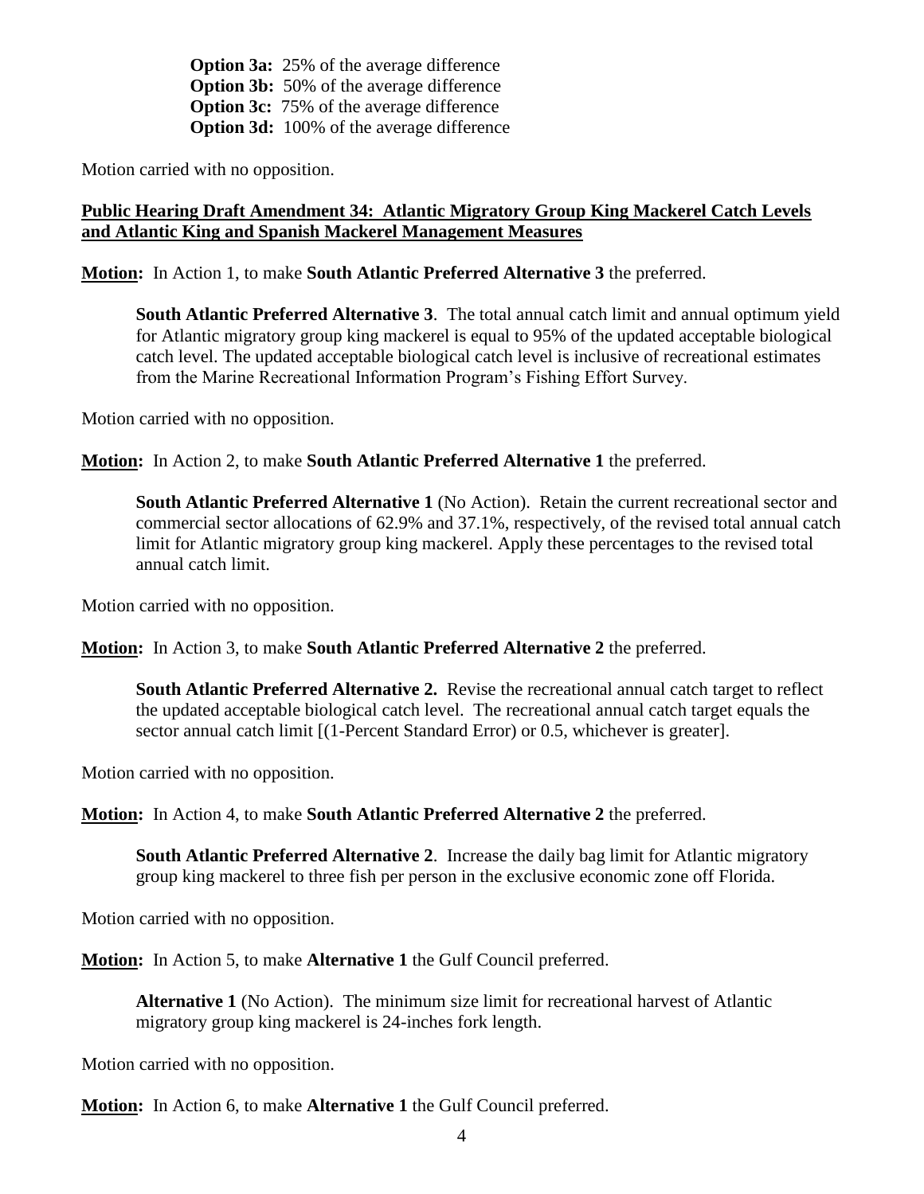**Option 3a:** 25% of the average difference
**Option 3b:** 50% of the average difference
**Option 3c:** 75% of the average difference
**Option 3d:** 100% of the average difference

Motion carried with no opposition.

**Public Hearing Draft Amendment 34: Atlantic Migratory Group King Mackerel Catch Levels and Atlantic King and Spanish Mackerel Management Measures**

**Motion:** In Action 1, to make **South Atlantic Preferred Alternative 3** the preferred.

> **South Atlantic Preferred Alternative 3**. The total annual catch limit and annual optimum yield for Atlantic migratory group king mackerel is equal to 95% of the updated acceptable biological catch level. The updated acceptable biological catch level is inclusive of recreational estimates from the Marine Recreational Information Program's Fishing Effort Survey.

Motion carried with no opposition.

**Motion:** In Action 2, to make **South Atlantic Preferred Alternative 1** the preferred.

> **South Atlantic Preferred Alternative 1** (No Action). Retain the current recreational sector and commercial sector allocations of 62.9% and 37.1%, respectively, of the revised total annual catch limit for Atlantic migratory group king mackerel. Apply these percentages to the revised total annual catch limit.

Motion carried with no opposition.

**Motion:** In Action 3, to make **South Atlantic Preferred Alternative 2** the preferred.

> **South Atlantic Preferred Alternative 2.** Revise the recreational annual catch target to reflect the updated acceptable biological catch level. The recreational annual catch target equals the sector annual catch limit [(1-Percent Standard Error) or 0.5, whichever is greater].

Motion carried with no opposition.

**Motion:** In Action 4, to make **South Atlantic Preferred Alternative 2** the preferred.

> **South Atlantic Preferred Alternative 2**. Increase the daily bag limit for Atlantic migratory group king mackerel to three fish per person in the exclusive economic zone off Florida.

Motion carried with no opposition.

**Motion:** In Action 5, to make **Alternative 1** the Gulf Council preferred.

> **Alternative 1** (No Action). The minimum size limit for recreational harvest of Atlantic migratory group king mackerel is 24-inches fork length.

Motion carried with no opposition.

**Motion:** In Action 6, to make **Alternative 1** the Gulf Council preferred.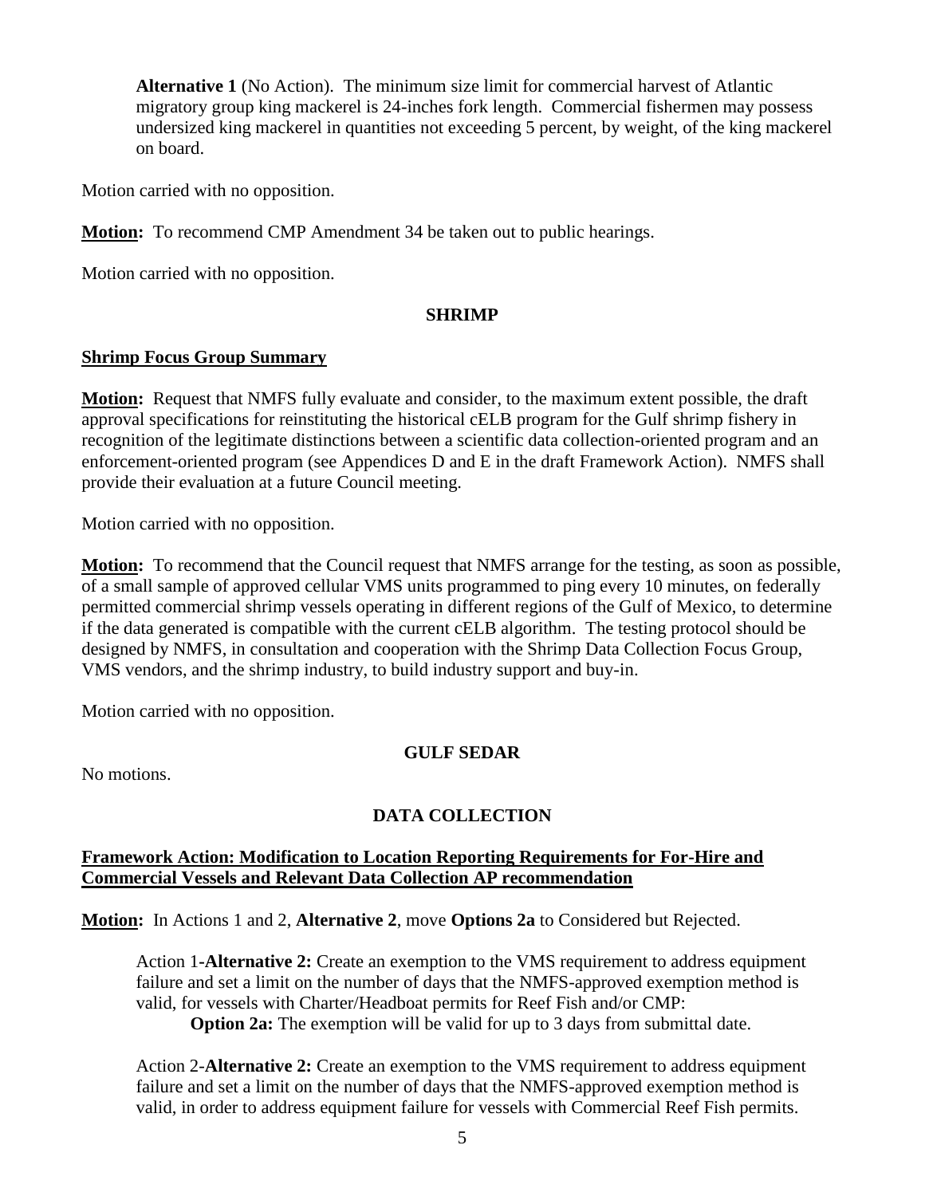> **Alternative 1** (No Action). The minimum size limit for commercial harvest of Atlantic migratory group king mackerel is 24-inches fork length. Commercial fishermen may possess undersized king mackerel in quantities not exceeding 5 percent, by weight, of the king mackerel on board.

Motion carried with no opposition.

**Motion:** To recommend CMP Amendment 34 be taken out to public hearings.

Motion carried with no opposition.

## SHRIMP

### Shrimp Focus Group Summary

**Motion:** Request that NMFS fully evaluate and consider, to the maximum extent possible, the draft approval specifications for reinstituting the historical cELB program for the Gulf shrimp fishery in recognition of the legitimate distinctions between a scientific data collection-oriented program and an enforcement-oriented program (see Appendices D and E in the draft Framework Action). NMFS shall provide their evaluation at a future Council meeting.

Motion carried with no opposition.

**Motion:** To recommend that the Council request that NMFS arrange for the testing, as soon as possible, of a small sample of approved cellular VMS units programmed to ping every 10 minutes, on federally permitted commercial shrimp vessels operating in different regions of the Gulf of Mexico, to determine if the data generated is compatible with the current cELB algorithm. The testing protocol should be designed by NMFS, in consultation and cooperation with the Shrimp Data Collection Focus Group, VMS vendors, and the shrimp industry, to build industry support and buy-in.

Motion carried with no opposition.

## GULF SEDAR

No motions.

## DATA COLLECTION

### Framework Action: Modification to Location Reporting Requirements for For-Hire and Commercial Vessels and Relevant Data Collection AP recommendation

**Motion:** In Actions 1 and 2, **Alternative 2**, move **Options 2a** to Considered but Rejected.

> Action 1-**Alternative 2:** Create an exemption to the VMS requirement to address equipment failure and set a limit on the number of days that the NMFS-approved exemption method is valid, for vessels with Charter/Headboat permits for Reef Fish and/or CMP:
>
> **Option 2a:** The exemption will be valid for up to 3 days from submittal date.
>
> Action 2-**Alternative 2:** Create an exemption to the VMS requirement to address equipment failure and set a limit on the number of days that the NMFS-approved exemption method is valid, in order to address equipment failure for vessels with Commercial Reef Fish permits.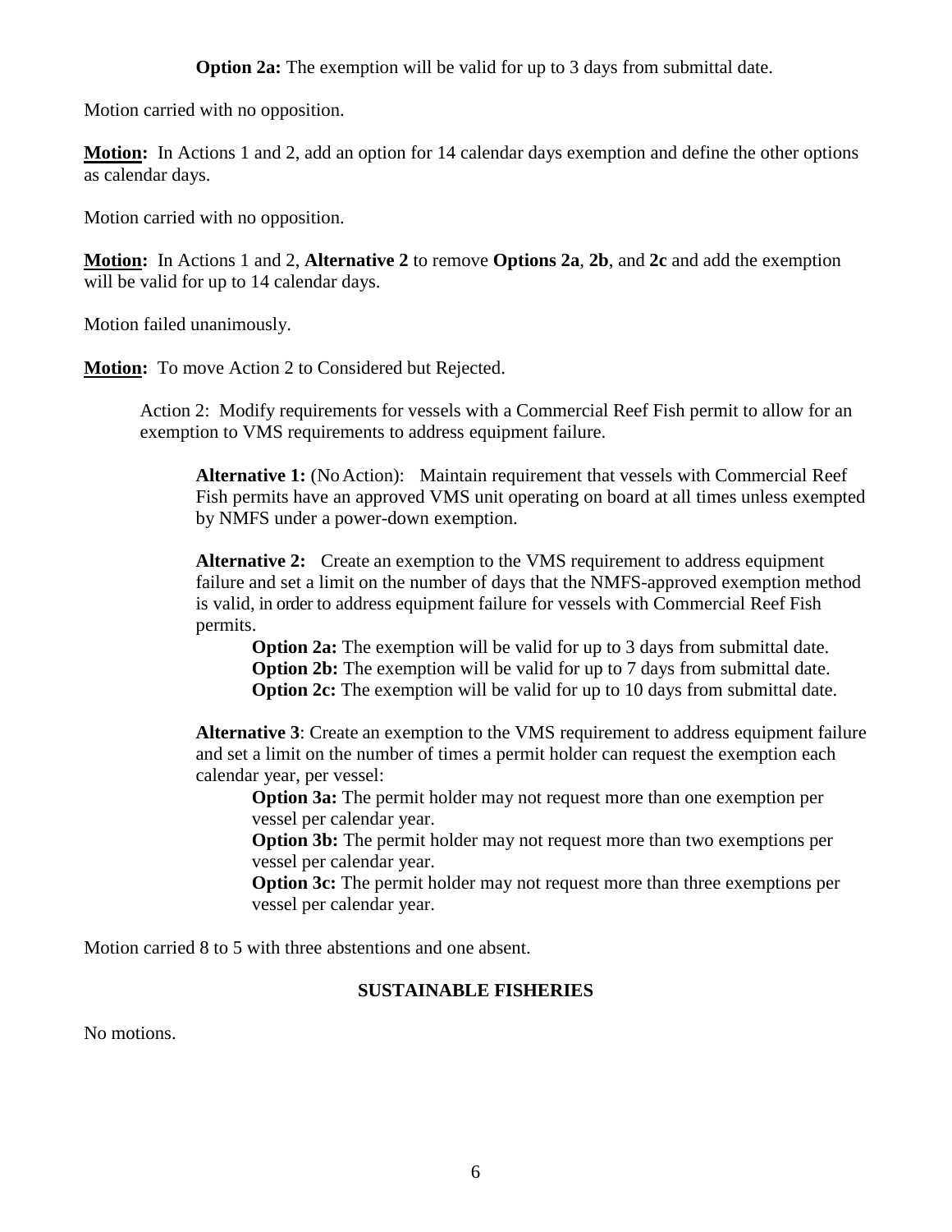**Option 2a:** The exemption will be valid for up to 3 days from submittal date.

Motion carried with no opposition.

**Motion:** In Actions 1 and 2, add an option for 14 calendar days exemption and define the other options as calendar days.

Motion carried with no opposition.

**Motion:** In Actions 1 and 2, **Alternative 2** to remove **Options 2a**, **2b**, and **2c** and add the exemption will be valid for up to 14 calendar days.

Motion failed unanimously.

**Motion:** To move Action 2 to Considered but Rejected.

> Action 2: Modify requirements for vessels with a Commercial Reef Fish permit to allow for an exemption to VMS requirements to address equipment failure.
>
> **Alternative 1:** (No Action): Maintain requirement that vessels with Commercial Reef Fish permits have an approved VMS unit operating on board at all times unless exempted by NMFS under a power-down exemption.
>
> **Alternative 2:** Create an exemption to the VMS requirement to address equipment failure and set a limit on the number of days that the NMFS-approved exemption method is valid, in order to address equipment failure for vessels with Commercial Reef Fish permits.
>
> **Option 2a:** The exemption will be valid for up to 3 days from submittal date.
> **Option 2b:** The exemption will be valid for up to 7 days from submittal date.
> **Option 2c:** The exemption will be valid for up to 10 days from submittal date.
>
> **Alternative 3**: Create an exemption to the VMS requirement to address equipment failure and set a limit on the number of times a permit holder can request the exemption each calendar year, per vessel:
>
> **Option 3a:** The permit holder may not request more than one exemption per vessel per calendar year.
> **Option 3b:** The permit holder may not request more than two exemptions per vessel per calendar year.
> **Option 3c:** The permit holder may not request more than three exemptions per vessel per calendar year.

Motion carried 8 to 5 with three abstentions and one absent.

## SUSTAINABLE FISHERIES

No motions.